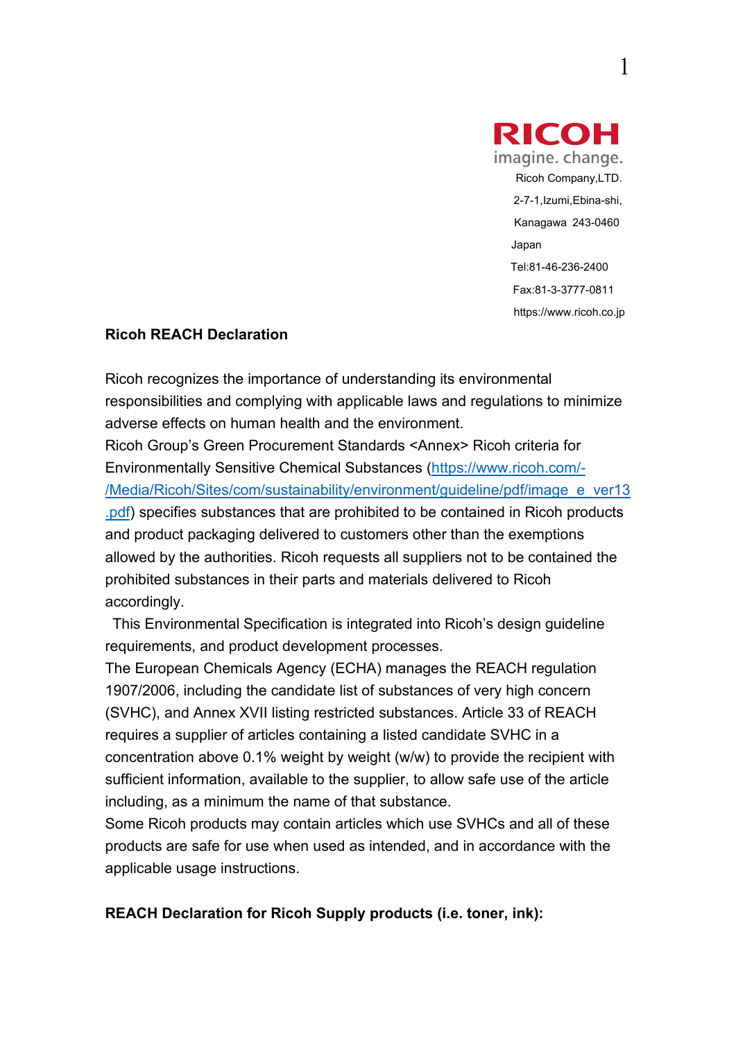RICOH
imagine. change.

Ricoh Company,LTD.
2-7-1,Izumi,Ebina-shi,
Kanagawa 243-0460
Japan
Tel:81-46-236-2400
Fax:81-3-3777-0811
https://www.ricoh.co.jp

**Ricoh REACH Declaration**

Ricoh recognizes the importance of understanding its environmental responsibilities and complying with applicable laws and regulations to minimize adverse effects on human health and the environment.
Ricoh Group's Green Procurement Standards <Annex> Ricoh criteria for Environmentally Sensitive Chemical Substances (https://www.ricoh.com/-/Media/Ricoh/Sites/com/sustainability/environment/guideline/pdf/image_e_ver13.pdf) specifies substances that are prohibited to be contained in Ricoh products and product packaging delivered to customers other than the exemptions allowed by the authorities. Ricoh requests all suppliers not to be contained the prohibited substances in their parts and materials delivered to Ricoh accordingly.
This Environmental Specification is integrated into Ricoh's design guideline requirements, and product development processes.
The European Chemicals Agency (ECHA) manages the REACH regulation 1907/2006, including the candidate list of substances of very high concern (SVHC), and Annex XVII listing restricted substances. Article 33 of REACH requires a supplier of articles containing a listed candidate SVHC in a concentration above 0.1% weight by weight (w/w) to provide the recipient with sufficient information, available to the supplier, to allow safe use of the article including, as a minimum the name of that substance.
Some Ricoh products may contain articles which use SVHCs and all of these products are safe for use when used as intended, and in accordance with the applicable usage instructions.

**REACH Declaration for Ricoh Supply products (i.e. toner, ink):**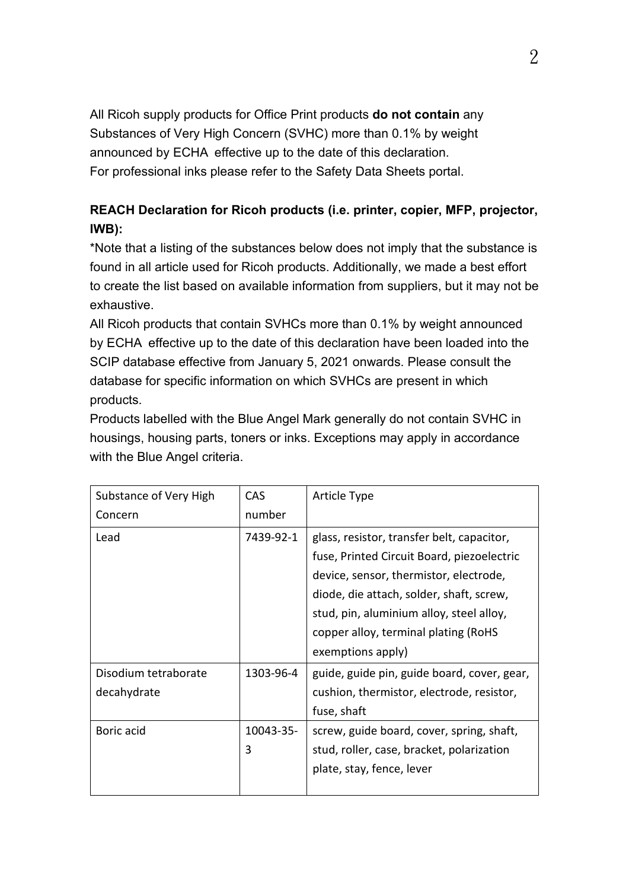All Ricoh supply products for Office Print products **do not contain** any Substances of Very High Concern (SVHC) more than 0.1% by weight announced by ECHA effective up to the date of this declaration.
For professional inks please refer to the Safety Data Sheets portal.

**REACH Declaration for Ricoh products (i.e. printer, copier, MFP, projector, IWB):**

*Note that a listing of the substances below does not imply that the substance is found in all article used for Ricoh products. Additionally, we made a best effort to create the list based on available information from suppliers, but it may not be exhaustive.

All Ricoh products that contain SVHCs more than 0.1% by weight announced by ECHA effective up to the date of this declaration have been loaded into the SCIP database effective from January 5, 2021 onwards. Please consult the database for specific information on which SVHCs are present in which products.

Products labelled with the Blue Angel Mark generally do not contain SVHC in housings, housing parts, toners or inks. Exceptions may apply in accordance with the Blue Angel criteria.

| Substance of Very High Concern | CAS number | Article Type |
|---|---|---|
| Lead | 7439-92-1 | glass, resistor, transfer belt, capacitor, fuse, Printed Circuit Board, piezoelectric device, sensor, thermistor, electrode, diode, die attach, solder, shaft, screw, stud, pin, aluminium alloy, steel alloy, copper alloy, terminal plating (RoHS exemptions apply) |
| Disodium tetraborate decahydrate | 1303-96-4 | guide, guide pin, guide board, cover, gear, cushion, thermistor, electrode, resistor, fuse, shaft |
| Boric acid | 10043-35-3 | screw, guide board, cover, spring, shaft, stud, roller, case, bracket, polarization plate, stay, fence, lever |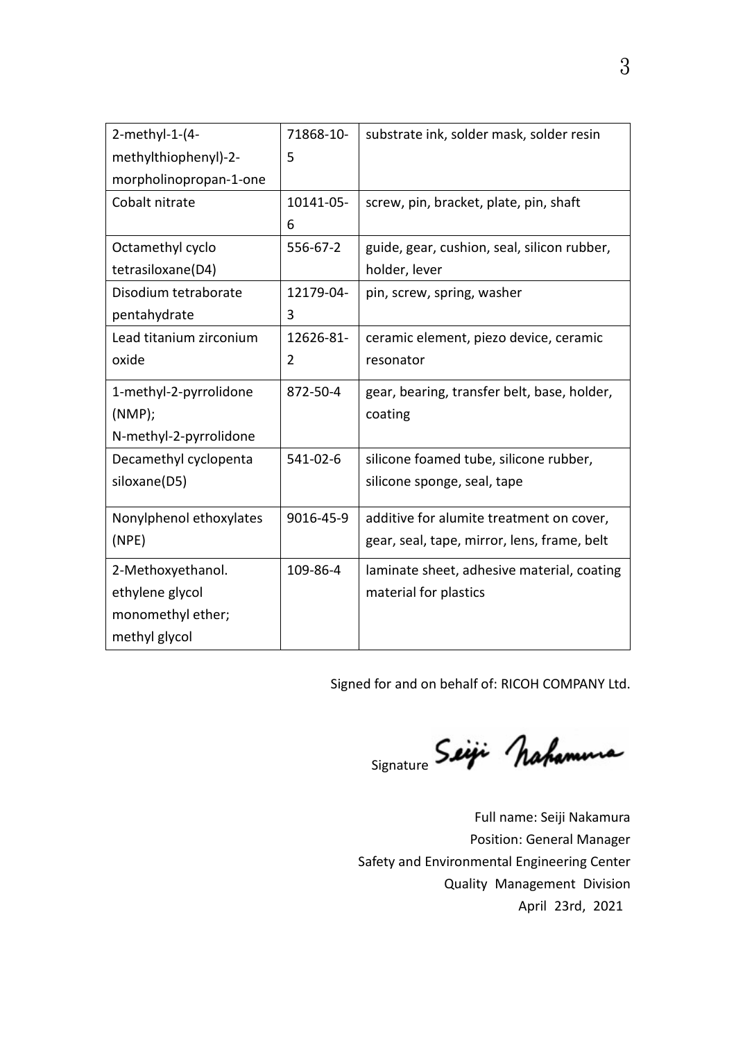| | | |
|---|---|---|
| 2-methyl-1-(4-methylthiophenyl)-2-morpholinopropan-1-one | 71868-10-5 | substrate ink, solder mask, solder resin |
| Cobalt nitrate | 10141-05-6 | screw, pin, bracket, plate, pin, shaft |
| Octamethyl cyclo tetrasiloxane(D4) | 556-67-2 | guide, gear, cushion, seal, silicon rubber, holder, lever |
| Disodium tetraborate pentahydrate | 12179-04-3 | pin, screw, spring, washer |
| Lead titanium zirconium oxide | 12626-81-2 | ceramic element, piezo device, ceramic resonator |
| 1-methyl-2-pyrrolidone (NMP); N-methyl-2-pyrrolidone | 872-50-4 | gear, bearing, transfer belt, base, holder, coating |
| Decamethyl cyclopenta siloxane(D5) | 541-02-6 | silicone foamed tube, silicone rubber, silicone sponge, seal, tape |
| Nonylphenol ethoxylates (NPE) | 9016-45-9 | additive for alumite treatment on cover, gear, seal, tape, mirror, lens, frame, belt |
| 2-Methoxyethanol. ethylene glycol monomethyl ether; methyl glycol | 109-86-4 | laminate sheet, adhesive material, coating material for plastics |

Signed for and on behalf of: RICOH COMPANY Ltd.

Signature Seiji Nakamura

Full name: Seiji Nakamura
Position: General Manager
Safety and Environmental Engineering Center
Quality Management Division
April 23rd, 2021